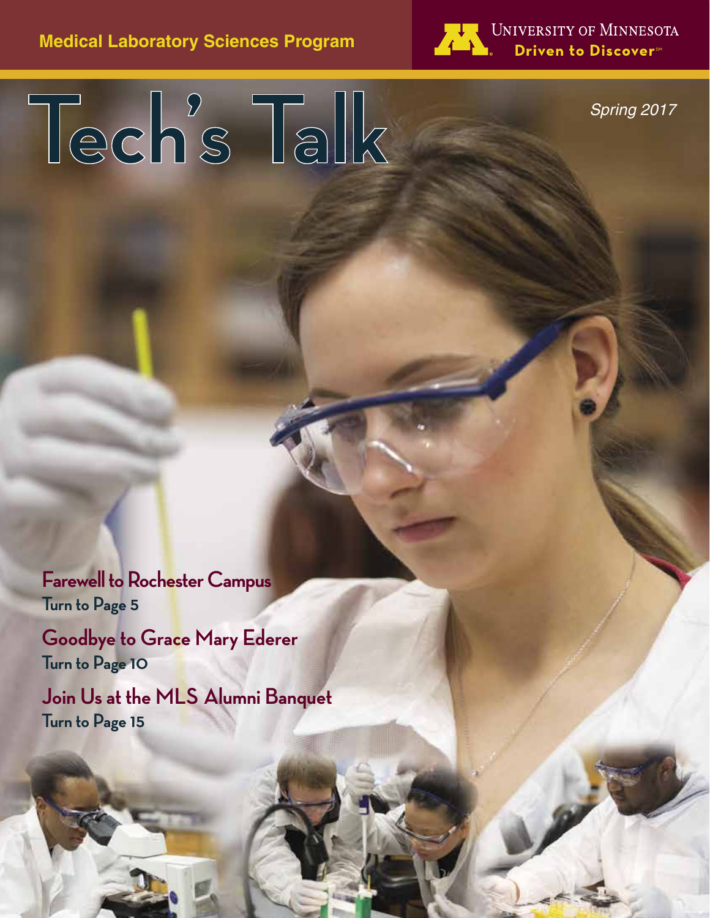Medical Laboratory Sciences Program

University of Minnesota
Driven to Discover℠

# Tech's Talk

*Spring 2017*

## Farewell to Rochester Campus
Turn to Page 5

## Goodbye to Grace Mary Ederer
Turn to Page 10

## Join Us at the MLS Alumni Banquet
Turn to Page 15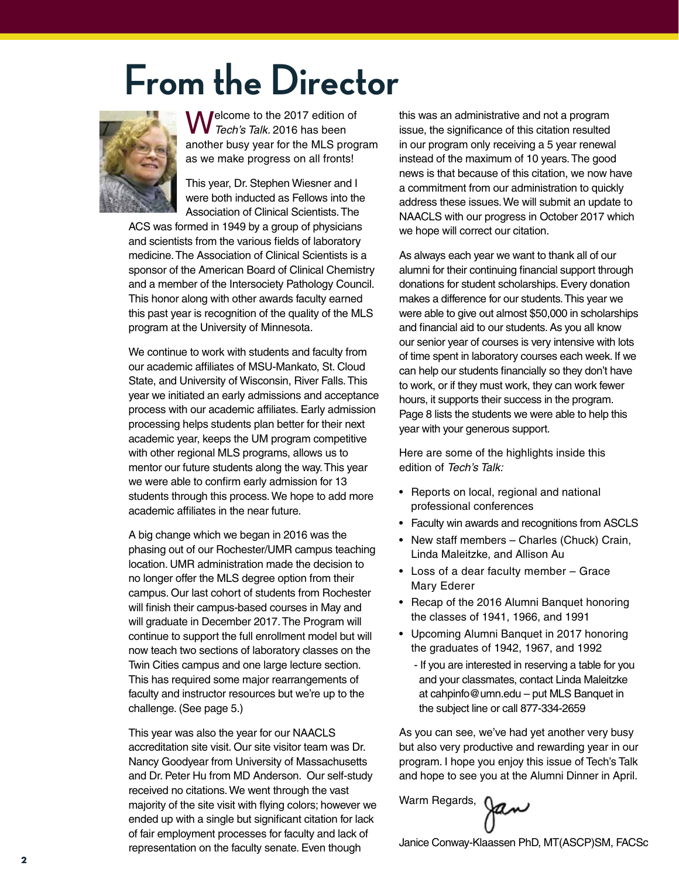# From the Director

Welcome to the 2017 edition of *Tech's Talk.* 2016 has been another busy year for the MLS program as we make progress on all fronts!

This year, Dr. Stephen Wiesner and I were both inducted as Fellows into the Association of Clinical Scientists. The ACS was formed in 1949 by a group of physicians and scientists from the various fields of laboratory medicine. The Association of Clinical Scientists is a sponsor of the American Board of Clinical Chemistry and a member of the Intersociety Pathology Council. This honor along with other awards faculty earned this past year is recognition of the quality of the MLS program at the University of Minnesota.

We continue to work with students and faculty from our academic affiliates of MSU-Mankato, St. Cloud State, and University of Wisconsin, River Falls. This year we initiated an early admissions and acceptance process with our academic affiliates. Early admission processing helps students plan better for their next academic year, keeps the UM program competitive with other regional MLS programs, allows us to mentor our future students along the way. This year we were able to confirm early admission for 13 students through this process. We hope to add more academic affiliates in the near future.

A big change which we began in 2016 was the phasing out of our Rochester/UMR campus teaching location. UMR administration made the decision to no longer offer the MLS degree option from their campus. Our last cohort of students from Rochester will finish their campus-based courses in May and will graduate in December 2017. The Program will continue to support the full enrollment model but will now teach two sections of laboratory classes on the Twin Cities campus and one large lecture section. This has required some major rearrangements of faculty and instructor resources but we're up to the challenge. (See page 5.)

This year was also the year for our NAACLS accreditation site visit. Our site visitor team was Dr. Nancy Goodyear from University of Massachusetts and Dr. Peter Hu from MD Anderson. Our self-study received no citations. We went through the vast majority of the site visit with flying colors; however we ended up with a single but significant citation for lack of fair employment processes for faculty and lack of representation on the faculty senate. Even though this was an administrative and not a program issue, the significance of this citation resulted in our program only receiving a 5 year renewal instead of the maximum of 10 years. The good news is that because of this citation, we now have a commitment from our administration to quickly address these issues. We will submit an update to NAACLS with our progress in October 2017 which we hope will correct our citation.

As always each year we want to thank all of our alumni for their continuing financial support through donations for student scholarships. Every donation makes a difference for our students. This year we were able to give out almost $50,000 in scholarships and financial aid to our students. As you all know our senior year of courses is very intensive with lots of time spent in laboratory courses each week. If we can help our students financially so they don't have to work, or if they must work, they can work fewer hours, it supports their success in the program. Page 8 lists the students we were able to help this year with your generous support.

Here are some of the highlights inside this edition of *Tech's Talk:*

- Reports on local, regional and national professional conferences
- Faculty win awards and recognitions from ASCLS
- New staff members – Charles (Chuck) Crain, Linda Maleitzke, and Allison Au
- Loss of a dear faculty member – Grace Mary Ederer
- Recap of the 2016 Alumni Banquet honoring the classes of 1941, 1966, and 1991
- Upcoming Alumni Banquet in 2017 honoring the graduates of 1942, 1967, and 1992
  - If you are interested in reserving a table for you and your classmates, contact Linda Maleitzke at cahpinfo@umn.edu – put MLS Banquet in the subject line or call 877-334-2659

As you can see, we've had yet another very busy but also very productive and rewarding year in our program. I hope you enjoy this issue of Tech's Talk and hope to see you at the Alumni Dinner in April.

Warm Regards, Jan

Janice Conway-Klaassen PhD, MT(ASCP)SM, FACSc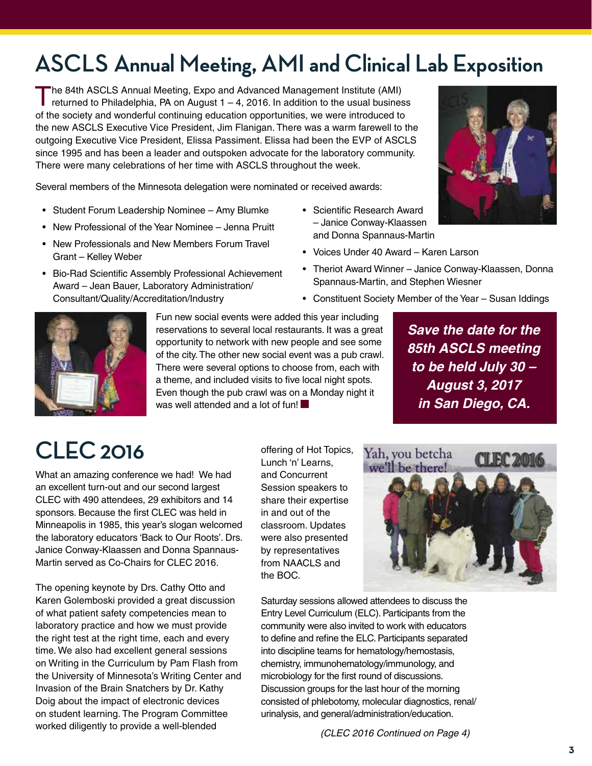# ASCLS Annual Meeting, AMI and Clinical Lab Exposition

The 84th ASCLS Annual Meeting, Expo and Advanced Management Institute (AMI) returned to Philadelphia, PA on August 1 – 4, 2016. In addition to the usual business of the society and wonderful continuing education opportunities, we were introduced to the new ASCLS Executive Vice President, Jim Flanigan. There was a warm farewell to the outgoing Executive Vice President, Elissa Passiment. Elissa had been the EVP of ASCLS since 1995 and has been a leader and outspoken advocate for the laboratory community. There were many celebrations of her time with ASCLS throughout the week.

Several members of the Minnesota delegation were nominated or received awards:

- Student Forum Leadership Nominee – Amy Blumke
- New Professional of the Year Nominee – Jenna Pruitt
- New Professionals and New Members Forum Travel Grant – Kelley Weber
- Bio-Rad Scientific Assembly Professional Achievement Award – Jean Bauer, Laboratory Administration/Consultant/Quality/Accreditation/Industry
- Scientific Research Award – Janice Conway-Klaassen and Donna Spannaus-Martin
- Voices Under 40 Award – Karen Larson
- Theriot Award Winner – Janice Conway-Klaassen, Donna Spannaus-Martin, and Stephen Wiesner
- Constituent Society Member of the Year – Susan Iddings

Fun new social events were added this year including reservations to several local restaurants. It was a great opportunity to network with new people and see some of the city. The other new social event was a pub crawl. There were several options to choose from, each with a theme, and included visits to five local night spots. Even though the pub crawl was on a Monday night it was well attended and a lot of fun!

***Save the date for the 85th ASCLS meeting to be held July 30 – August 3, 2017 in San Diego, CA.***

# CLEC 2016

What an amazing conference we had! We had an excellent turn-out and our second largest CLEC with 490 attendees, 29 exhibitors and 14 sponsors. Because the first CLEC was held in Minneapolis in 1985, this year's slogan welcomed the laboratory educators 'Back to Our Roots'. Drs. Janice Conway-Klaassen and Donna Spannaus-Martin served as Co-Chairs for CLEC 2016.

The opening keynote by Drs. Cathy Otto and Karen Golemboski provided a great discussion of what patient safety competencies mean to laboratory practice and how we must provide the right test at the right time, each and every time. We also had excellent general sessions on Writing in the Curriculum by Pam Flash from the University of Minnesota's Writing Center and Invasion of the Brain Snatchers by Dr. Kathy Doig about the impact of electronic devices on student learning. The Program Committee worked diligently to provide a well-blended offering of Hot Topics, Lunch 'n' Learns, and Concurrent Session speakers to share their expertise in and out of the classroom. Updates were also presented by representatives from NAACLS and the BOC.

Yah, you betcha we'll be there! CLEC 2016

Saturday sessions allowed attendees to discuss the Entry Level Curriculum (ELC). Participants from the community were also invited to work with educators to define and refine the ELC. Participants separated into discipline teams for hematology/hemostasis, chemistry, immunohematology/immunology, and microbiology for the first round of discussions. Discussion groups for the last hour of the morning consisted of phlebotomy, molecular diagnostics, renal/urinalysis, and general/administration/education.

*(CLEC 2016 Continued on Page 4)*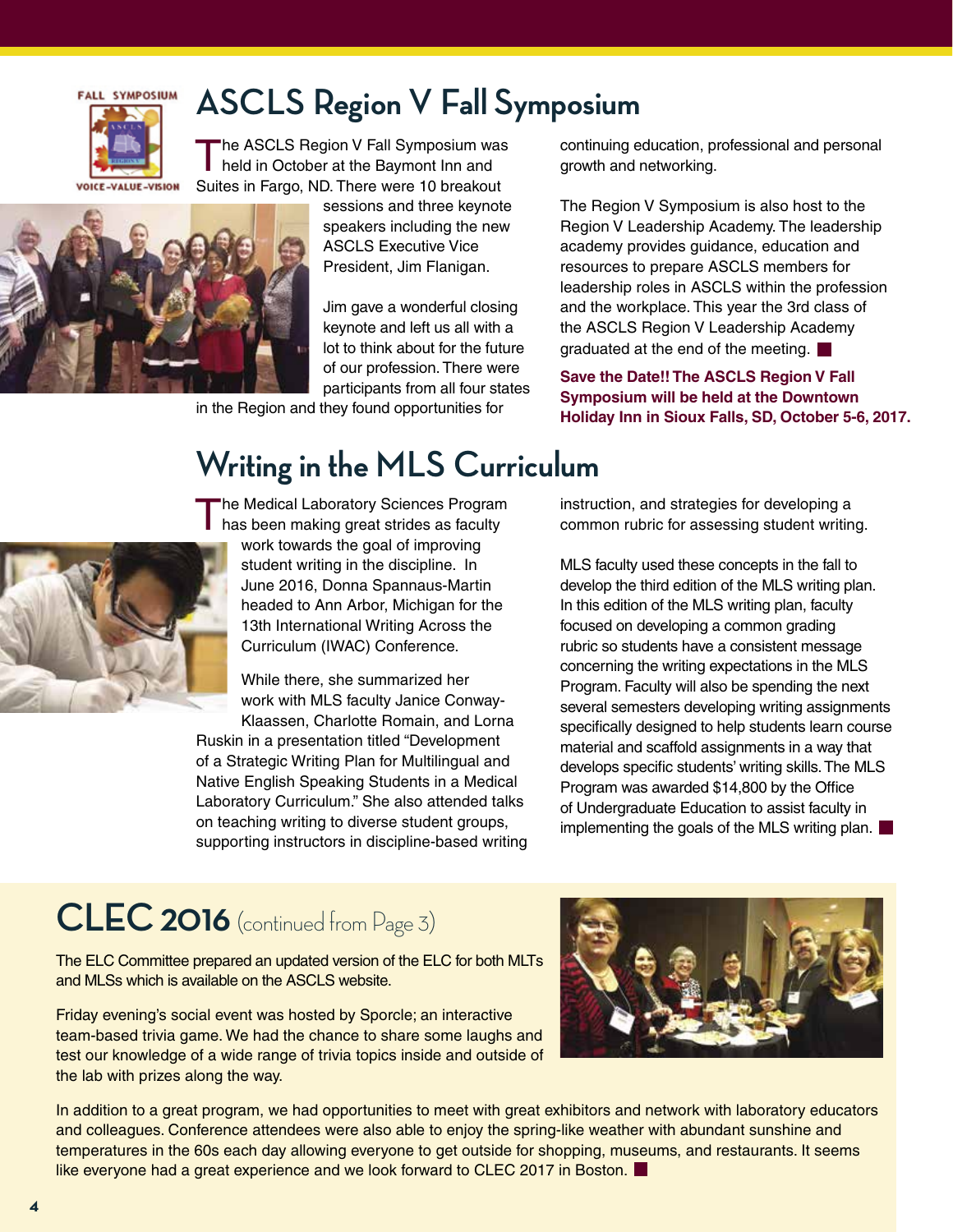## ASCLS Region V Fall Symposium

The ASCLS Region V Fall Symposium was held in October at the Baymont Inn and Suites in Fargo, ND. There were 10 breakout sessions and three keynote speakers including the new ASCLS Executive Vice President, Jim Flanigan.

Jim gave a wonderful closing keynote and left us all with a lot to think about for the future of our profession. There were participants from all four states in the Region and they found opportunities for continuing education, professional and personal growth and networking.

The Region V Symposium is also host to the Region V Leadership Academy. The leadership academy provides guidance, education and resources to prepare ASCLS members for leadership roles in ASCLS within the profession and the workplace. This year the 3rd class of the ASCLS Region V Leadership Academy graduated at the end of the meeting.

**Save the Date!! The ASCLS Region V Fall Symposium will be held at the Downtown Holiday Inn in Sioux Falls, SD, October 5-6, 2017.**

## Writing in the MLS Curriculum

The Medical Laboratory Sciences Program has been making great strides as faculty work towards the goal of improving student writing in the discipline. In June 2016, Donna Spannaus-Martin headed to Ann Arbor, Michigan for the 13th International Writing Across the Curriculum (IWAC) Conference.

While there, she summarized her work with MLS faculty Janice Conway-Klaassen, Charlotte Romain, and Lorna Ruskin in a presentation titled "Development of a Strategic Writing Plan for Multilingual and Native English Speaking Students in a Medical Laboratory Curriculum." She also attended talks on teaching writing to diverse student groups, supporting instructors in discipline-based writing instruction, and strategies for developing a common rubric for assessing student writing.

MLS faculty used these concepts in the fall to develop the third edition of the MLS writing plan. In this edition of the MLS writing plan, faculty focused on developing a common grading rubric so students have a consistent message concerning the writing expectations in the MLS Program. Faculty will also be spending the next several semesters developing writing assignments specifically designed to help students learn course material and scaffold assignments in a way that develops specific students' writing skills. The MLS Program was awarded $14,800 by the Office of Undergraduate Education to assist faculty in implementing the goals of the MLS writing plan.

## CLEC 2016 (continued from Page 3)

The ELC Committee prepared an updated version of the ELC for both MLTs and MLSs which is available on the ASCLS website.

Friday evening's social event was hosted by Sporcle; an interactive team-based trivia game. We had the chance to share some laughs and test our knowledge of a wide range of trivia topics inside and outside of the lab with prizes along the way.

In addition to a great program, we had opportunities to meet with great exhibitors and network with laboratory educators and colleagues. Conference attendees were also able to enjoy the spring-like weather with abundant sunshine and temperatures in the 60s each day allowing everyone to get outside for shopping, museums, and restaurants. It seems like everyone had a great experience and we look forward to CLEC 2017 in Boston.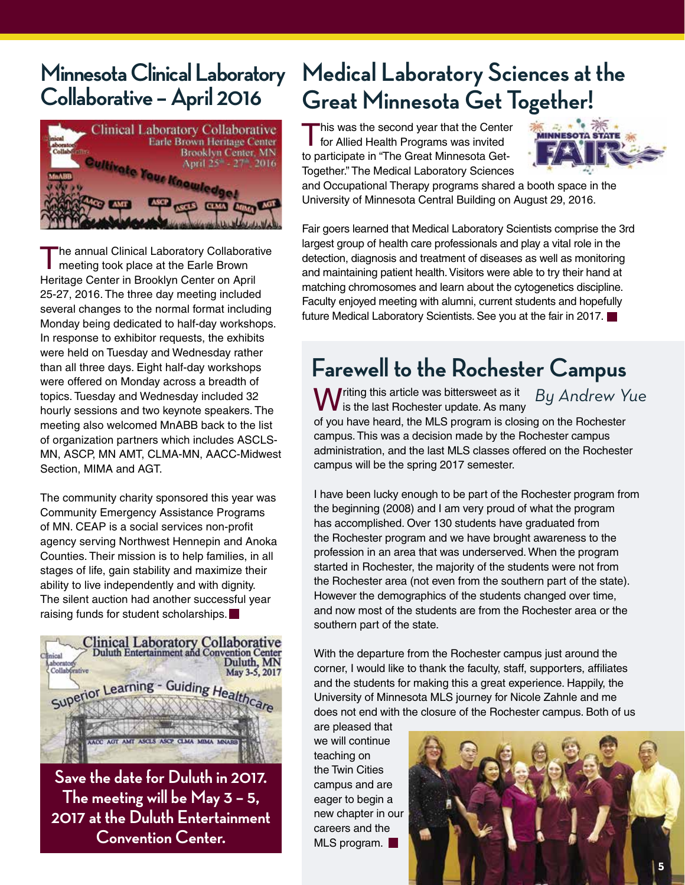## Minnesota Clinical Laboratory Collaborative – April 2016

The annual Clinical Laboratory Collaborative meeting took place at the Earle Brown Heritage Center in Brooklyn Center on April 25-27, 2016. The three day meeting included several changes to the normal format including Monday being dedicated to half-day workshops. In response to exhibitor requests, the exhibits were held on Tuesday and Wednesday rather than all three days. Eight half-day workshops were offered on Monday across a breadth of topics. Tuesday and Wednesday included 32 hourly sessions and two keynote speakers. The meeting also welcomed MnABB back to the list of organization partners which includes ASCLS-MN, ASCP, MN AMT, CLMA-MN, AACC-Midwest Section, MIMA and AGT.

The community charity sponsored this year was Community Emergency Assistance Programs of MN. CEAP is a social services non-profit agency serving Northwest Hennepin and Anoka Counties. Their mission is to help families, in all stages of life, gain stability and maximize their ability to live independently and with dignity. The silent auction had another successful year raising funds for student scholarships.

**Save the date for Duluth in 2017. The meeting will be May 3 – 5, 2017 at the Duluth Entertainment Convention Center.**

## Medical Laboratory Sciences at the Great Minnesota Get Together!

This was the second year that the Center for Allied Health Programs was invited to participate in "The Great Minnesota Get-Together." The Medical Laboratory Sciences and Occupational Therapy programs shared a booth space in the University of Minnesota Central Building on August 29, 2016.

Fair goers learned that Medical Laboratory Scientists comprise the 3rd largest group of health care professionals and play a vital role in the detection, diagnosis and treatment of diseases as well as monitoring and maintaining patient health. Visitors were able to try their hand at matching chromosomes and learn about the cytogenetics discipline. Faculty enjoyed meeting with alumni, current students and hopefully future Medical Laboratory Scientists. See you at the fair in 2017.

## Farewell to the Rochester Campus

*By Andrew Yue*

Writing this article was bittersweet as it is the last Rochester update. As many of you have heard, the MLS program is closing on the Rochester campus. This was a decision made by the Rochester campus administration, and the last MLS classes offered on the Rochester campus will be the spring 2017 semester.

I have been lucky enough to be part of the Rochester program from the beginning (2008) and I am very proud of what the program has accomplished. Over 130 students have graduated from the Rochester program and we have brought awareness to the profession in an area that was underserved. When the program started in Rochester, the majority of the students were not from the Rochester area (not even from the southern part of the state). However the demographics of the students changed over time, and now most of the students are from the Rochester area or the southern part of the state.

With the departure from the Rochester campus just around the corner, I would like to thank the faculty, staff, supporters, affiliates and the students for making this a great experience. Happily, the University of Minnesota MLS journey for Nicole Zahnle and me does not end with the closure of the Rochester campus. Both of us are pleased that we will continue teaching on the Twin Cities campus and are eager to begin a new chapter in our careers and the MLS program.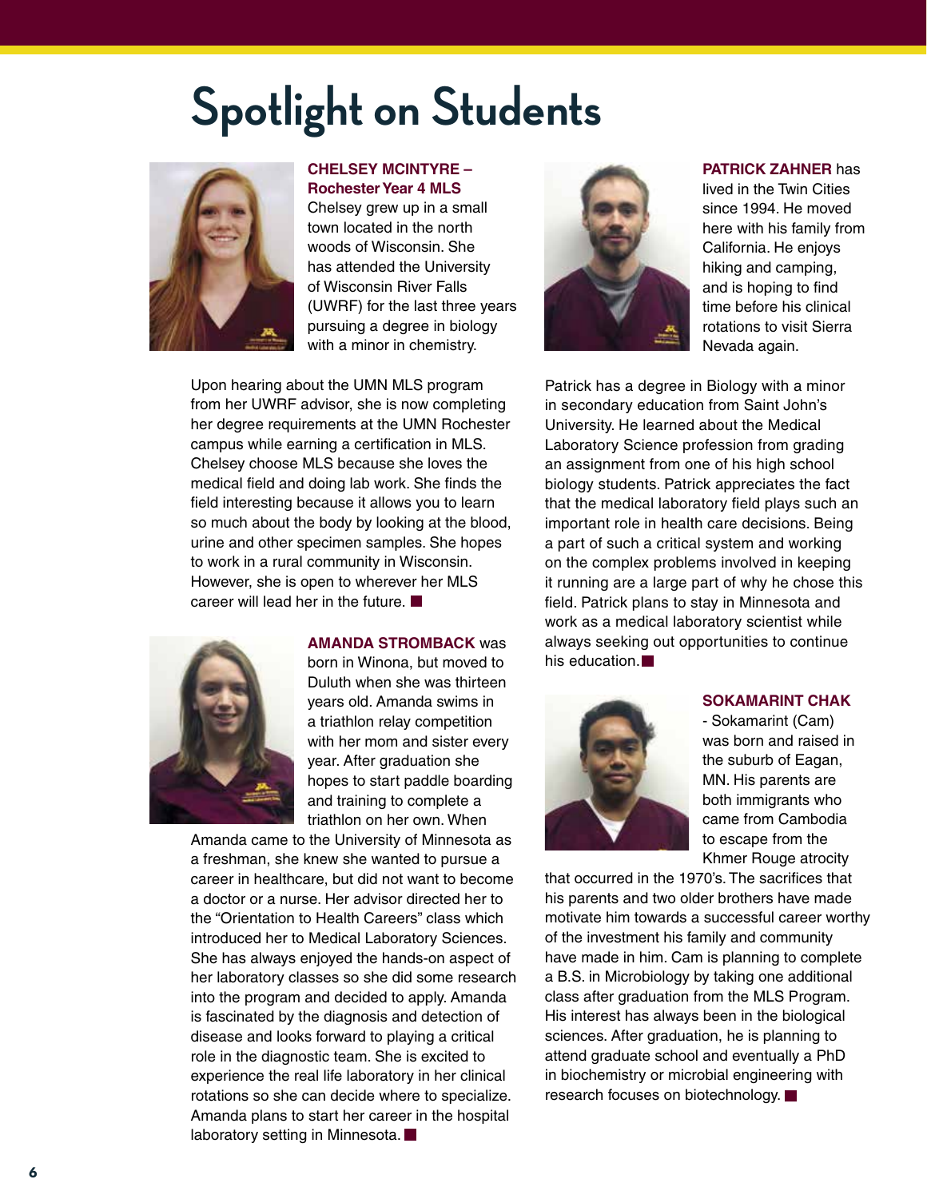# Spotlight on Students

**CHELSEY MCINTYRE – Rochester Year 4 MLS** Chelsey grew up in a small town located in the north woods of Wisconsin. She has attended the University of Wisconsin River Falls (UWRF) for the last three years pursuing a degree in biology with a minor in chemistry.

Upon hearing about the UMN MLS program from her UWRF advisor, she is now completing her degree requirements at the UMN Rochester campus while earning a certification in MLS. Chelsey choose MLS because she loves the medical field and doing lab work. She finds the field interesting because it allows you to learn so much about the body by looking at the blood, urine and other specimen samples. She hopes to work in a rural community in Wisconsin. However, she is open to wherever her MLS career will lead her in the future. ■

**AMANDA STROMBACK** was born in Winona, but moved to Duluth when she was thirteen years old. Amanda swims in a triathlon relay competition with her mom and sister every year. After graduation she hopes to start paddle boarding and training to complete a triathlon on her own. When Amanda came to the University of Minnesota as a freshman, she knew she wanted to pursue a career in healthcare, but did not want to become a doctor or a nurse. Her advisor directed her to the "Orientation to Health Careers" class which introduced her to Medical Laboratory Sciences. She has always enjoyed the hands-on aspect of her laboratory classes so she did some research into the program and decided to apply. Amanda is fascinated by the diagnosis and detection of disease and looks forward to playing a critical role in the diagnostic team. She is excited to experience the real life laboratory in her clinical rotations so she can decide where to specialize. Amanda plans to start her career in the hospital laboratory setting in Minnesota. ■

**PATRICK ZAHNER** has lived in the Twin Cities since 1994. He moved here with his family from California. He enjoys hiking and camping, and is hoping to find time before his clinical rotations to visit Sierra Nevada again.

Patrick has a degree in Biology with a minor in secondary education from Saint John's University. He learned about the Medical Laboratory Science profession from grading an assignment from one of his high school biology students. Patrick appreciates the fact that the medical laboratory field plays such an important role in health care decisions. Being a part of such a critical system and working on the complex problems involved in keeping it running are a large part of why he chose this field. Patrick plans to stay in Minnesota and work as a medical laboratory scientist while always seeking out opportunities to continue his education. ■

**SOKAMARINT CHAK** - Sokamarint (Cam) was born and raised in the suburb of Eagan, MN. His parents are both immigrants who came from Cambodia to escape from the Khmer Rouge atrocity that occurred in the 1970's. The sacrifices that his parents and two older brothers have made motivate him towards a successful career worthy of the investment his family and community have made in him. Cam is planning to complete a B.S. in Microbiology by taking one additional class after graduation from the MLS Program. His interest has always been in the biological sciences. After graduation, he is planning to attend graduate school and eventually a PhD in biochemistry or microbial engineering with research focuses on biotechnology. ■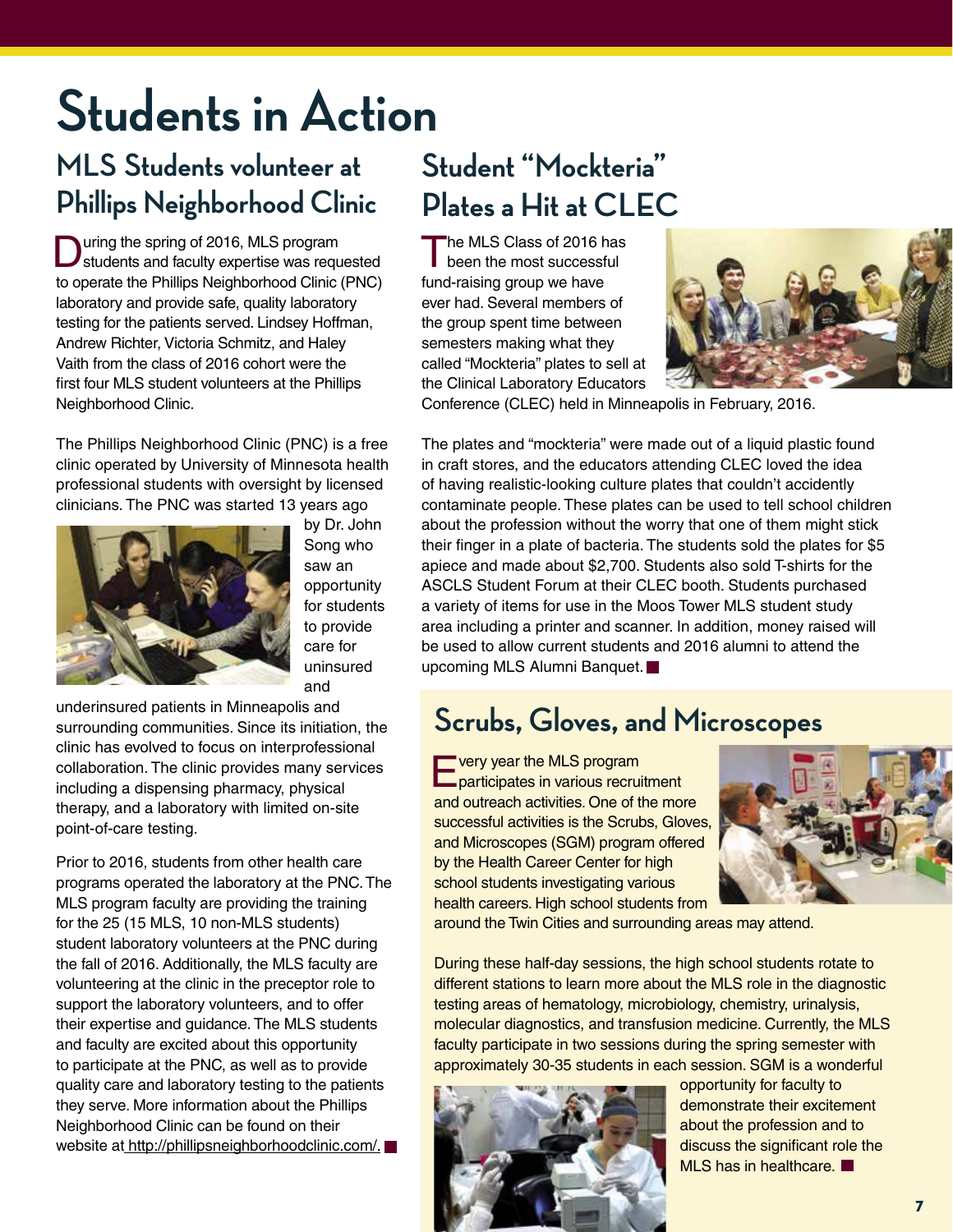# Students in Action

## MLS Students volunteer at Phillips Neighborhood Clinic

During the spring of 2016, MLS program students and faculty expertise was requested to operate the Phillips Neighborhood Clinic (PNC) laboratory and provide safe, quality laboratory testing for the patients served. Lindsey Hoffman, Andrew Richter, Victoria Schmitz, and Haley Vaith from the class of 2016 cohort were the first four MLS student volunteers at the Phillips Neighborhood Clinic.

The Phillips Neighborhood Clinic (PNC) is a free clinic operated by University of Minnesota health professional students with oversight by licensed clinicians. The PNC was started 13 years ago by Dr. John Song who saw an opportunity for students to provide care for uninsured and underinsured patients in Minneapolis and surrounding communities. Since its initiation, the clinic has evolved to focus on interprofessional collaboration. The clinic provides many services including a dispensing pharmacy, physical therapy, and a laboratory with limited on-site point-of-care testing.

Prior to 2016, students from other health care programs operated the laboratory at the PNC. The MLS program faculty are providing the training for the 25 (15 MLS, 10 non-MLS students) student laboratory volunteers at the PNC during the fall of 2016. Additionally, the MLS faculty are volunteering at the clinic in the preceptor role to support the laboratory volunteers, and to offer their expertise and guidance. The MLS students and faculty are excited about this opportunity to participate at the PNC, as well as to provide quality care and laboratory testing to the patients they serve. More information about the Phillips Neighborhood Clinic can be found on their website at http://phillipsneighborhoodclinic.com/.

## Student "Mockteria" Plates a Hit at CLEC

The MLS Class of 2016 has been the most successful fund-raising group we have ever had. Several members of the group spent time between semesters making what they called "Mockteria" plates to sell at the Clinical Laboratory Educators Conference (CLEC) held in Minneapolis in February, 2016.

The plates and "mockteria" were made out of a liquid plastic found in craft stores, and the educators attending CLEC loved the idea of having realistic-looking culture plates that couldn't accidently contaminate people. These plates can be used to tell school children about the profession without the worry that one of them might stick their finger in a plate of bacteria. The students sold the plates for $5 apiece and made about $2,700. Students also sold T-shirts for the ASCLS Student Forum at their CLEC booth. Students purchased a variety of items for use in the Moos Tower MLS student study area including a printer and scanner. In addition, money raised will be used to allow current students and 2016 alumni to attend the upcoming MLS Alumni Banquet.

## Scrubs, Gloves, and Microscopes

Every year the MLS program participates in various recruitment and outreach activities. One of the more successful activities is the Scrubs, Gloves, and Microscopes (SGM) program offered by the Health Career Center for high school students investigating various health careers. High school students from around the Twin Cities and surrounding areas may attend.

During these half-day sessions, the high school students rotate to different stations to learn more about the MLS role in the diagnostic testing areas of hematology, microbiology, chemistry, urinalysis, molecular diagnostics, and transfusion medicine. Currently, the MLS faculty participate in two sessions during the spring semester with approximately 30-35 students in each session. SGM is a wonderful opportunity for faculty to demonstrate their excitement about the profession and to discuss the significant role the MLS has in healthcare.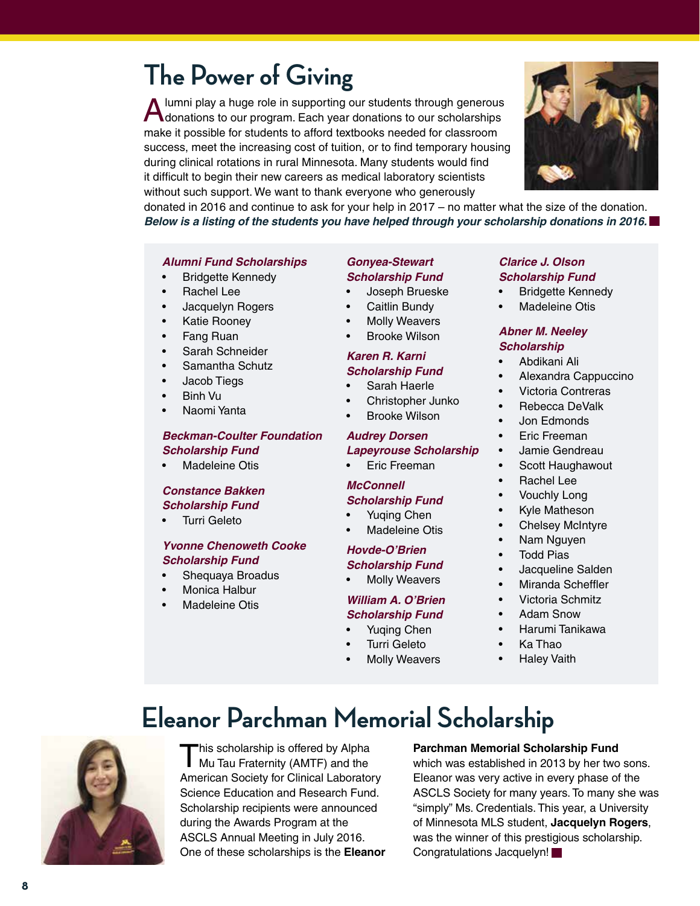# The Power of Giving

Alumni play a huge role in supporting our students through generous donations to our program. Each year donations to our scholarships make it possible for students to afford textbooks needed for classroom success, meet the increasing cost of tuition, or to find temporary housing during clinical rotations in rural Minnesota. Many students would find it difficult to begin their new careers as medical laboratory scientists without such support. We want to thank everyone who generously donated in 2016 and continue to ask for your help in 2017 – no matter what the size of the donation. ***Below is a listing of the students you have helped through your scholarship donations in 2016.***

***Alumni Fund Scholarships***
- Bridgette Kennedy
- Rachel Lee
- Jacquelyn Rogers
- Katie Rooney
- Fang Ruan
- Sarah Schneider
- Samantha Schutz
- Jacob Tiegs
- Binh Vu
- Naomi Yanta

***Beckman-Coulter Foundation Scholarship Fund***
- Madeleine Otis

***Constance Bakken Scholarship Fund***
- Turri Geleto

***Yvonne Chenoweth Cooke Scholarship Fund***
- Shequaya Broadus
- Monica Halbur
- Madeleine Otis

***Gonyea-Stewart Scholarship Fund***
- Joseph Brueske
- Caitlin Bundy
- Molly Weavers
- Brooke Wilson

***Karen R. Karni Scholarship Fund***
- Sarah Haerle
- Christopher Junko
- Brooke Wilson

***Audrey Dorsen Lapeyrouse Scholarship***
- Eric Freeman

***McConnell Scholarship Fund***
- Yuqing Chen
- Madeleine Otis

***Hovde-O'Brien Scholarship Fund***
- Molly Weavers

***William A. O'Brien Scholarship Fund***
- Yuqing Chen
- Turri Geleto
- Molly Weavers

***Clarice J. Olson Scholarship Fund***
- Bridgette Kennedy
- Madeleine Otis

***Abner M. Neeley Scholarship***
- Abdikani Ali
- Alexandra Cappuccino
- Victoria Contreras
- Rebecca DeValk
- Jon Edmonds
- Eric Freeman
- Jamie Gendreau
- Scott Haughawout
- Rachel Lee
- Vouchly Long
- Kyle Matheson
- Chelsey McIntyre
- Nam Nguyen
- Todd Pias
- Jacqueline Salden
- Miranda Scheffler
- Victoria Schmitz
- Adam Snow
- Harumi Tanikawa
- Ka Thao
- Haley Vaith

# Eleanor Parchman Memorial Scholarship

This scholarship is offered by Alpha Mu Tau Fraternity (AMTF) and the American Society for Clinical Laboratory Science Education and Research Fund. Scholarship recipients were announced during the Awards Program at the ASCLS Annual Meeting in July 2016. One of these scholarships is the **Eleanor Parchman Memorial Scholarship Fund** which was established in 2013 by her two sons. Eleanor was very active in every phase of the ASCLS Society for many years. To many she was "simply" Ms. Credentials. This year, a University of Minnesota MLS student, **Jacquelyn Rogers**, was the winner of this prestigious scholarship. Congratulations Jacquelyn!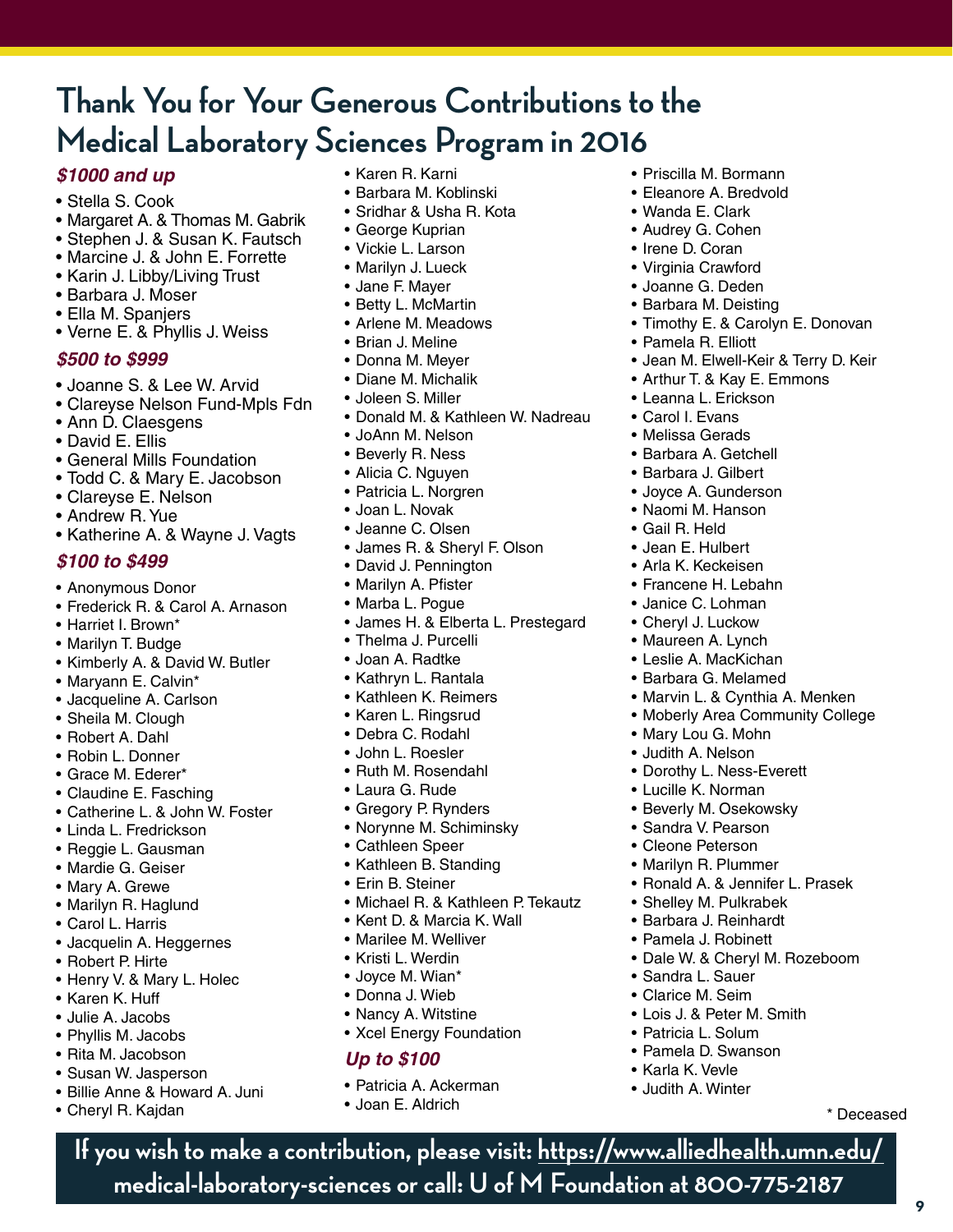# Thank You for Your Generous Contributions to the Medical Laboratory Sciences Program in 2016

### *$1000 and up*

- Stella S. Cook
- Margaret A. & Thomas M. Gabrik
- Stephen J. & Susan K. Fautsch
- Marcine J. & John E. Forrette
- Karin J. Libby/Living Trust
- Barbara J. Moser
- Ella M. Spanjers
- Verne E. & Phyllis J. Weiss

### *$500 to $999*

- Joanne S. & Lee W. Arvid
- Clareyse Nelson Fund-Mpls Fdn
- Ann D. Claesgens
- David E. Ellis
- General Mills Foundation
- Todd C. & Mary E. Jacobson
- Clareyse E. Nelson
- Andrew R. Yue
- Katherine A. & Wayne J. Vagts

### *$100 to $499*

- Anonymous Donor
- Frederick R. & Carol A. Arnason
- Harriet I. Brown*
- Marilyn T. Budge
- Kimberly A. & David W. Butler
- Maryann E. Calvin*
- Jacqueline A. Carlson
- Sheila M. Clough
- Robert A. Dahl
- Robin L. Donner
- Grace M. Ederer*
- Claudine E. Fasching
- Catherine L. & John W. Foster
- Linda L. Fredrickson
- Reggie L. Gausman
- Mardie G. Geiser
- Mary A. Grewe
- Marilyn R. Haglund
- Carol L. Harris
- Jacquelin A. Heggernes
- Robert P. Hirte
- Henry V. & Mary L. Holec
- Karen K. Huff
- Julie A. Jacobs
- Phyllis M. Jacobs
- Rita M. Jacobson
- Susan W. Jasperson
- Billie Anne & Howard A. Juni
- Cheryl R. Kajdan
- Karen R. Karni
- Barbara M. Koblinski
- Sridhar & Usha R. Kota
- George Kuprian
- Vickie L. Larson
- Marilyn J. Lueck
- Jane F. Mayer
- Betty L. McMartin
- Arlene M. Meadows
- Brian J. Meline
- Donna M. Meyer
- Diane M. Michalik
- Joleen S. Miller
- Donald M. & Kathleen W. Nadreau
- JoAnn M. Nelson
- Beverly R. Ness
- Alicia C. Nguyen
- Patricia L. Norgren
- Joan L. Novak
- Jeanne C. Olsen
- James R. & Sheryl F. Olson
- David J. Pennington
- Marilyn A. Pfister
- Marba L. Pogue
- James H. & Elberta L. Prestegard
- Thelma J. Purcelli
- Joan A. Radtke
- Kathryn L. Rantala
- Kathleen K. Reimers
- Karen L. Ringsrud
- Debra C. Rodahl
- John L. Roesler
- Ruth M. Rosendahl
- Laura G. Rude
- Gregory P. Rynders
- Norynne M. Schiminsky
- Cathleen Speer
- Kathleen B. Standing
- Erin B. Steiner
- Michael R. & Kathleen P. Tekautz
- Kent D. & Marcia K. Wall
- Marilee M. Welliver
- Kristi L. Werdin
- Joyce M. Wian*
- Donna J. Wieb
- Nancy A. Witstine
- Xcel Energy Foundation

### *Up to $100*

- Patricia A. Ackerman
- Joan E. Aldrich
- Priscilla M. Bormann
- Eleanore A. Bredvold
- Wanda E. Clark
- Audrey G. Cohen
- Irene D. Coran
- Virginia Crawford
- Joanne G. Deden
- Barbara M. Deisting
- Timothy E. & Carolyn E. Donovan
- Pamela R. Elliott
- Jean M. Elwell-Keir & Terry D. Keir
- Arthur T. & Kay E. Emmons
- Leanna L. Erickson
- Carol I. Evans
- Melissa Gerads
- Barbara A. Getchell
- Barbara J. Gilbert
- Joyce A. Gunderson
- Naomi M. Hanson
- Gail R. Held
- Jean E. Hulbert
- Arla K. Keckeisen
- Francene H. Lebahn
- Janice C. Lohman
- Cheryl J. Luckow
- Maureen A. Lynch
- Leslie A. MacKichan
- Barbara G. Melamed
- Marvin L. & Cynthia A. Menken
- Moberly Area Community College
- Mary Lou G. Mohn
- Judith A. Nelson
- Dorothy L. Ness-Everett
- Lucille K. Norman
- Beverly M. Osekowsky
- Sandra V. Pearson
- Cleone Peterson
- Marilyn R. Plummer
- Ronald A. & Jennifer L. Prasek
- Shelley M. Pulkrabek
- Barbara J. Reinhardt
- Pamela J. Robinett
- Dale W. & Cheryl M. Rozeboom
- Sandra L. Sauer
- Clarice M. Seim
- Lois J. & Peter M. Smith
- Patricia L. Solum
- Pamela D. Swanson
- Karla K. Vevle
- Judith A. Winter

\* Deceased

**If you wish to make a contribution, please visit: https://www.alliedhealth.umn.edu/medical-laboratory-sciences or call: U of M Foundation at 800-775-2187**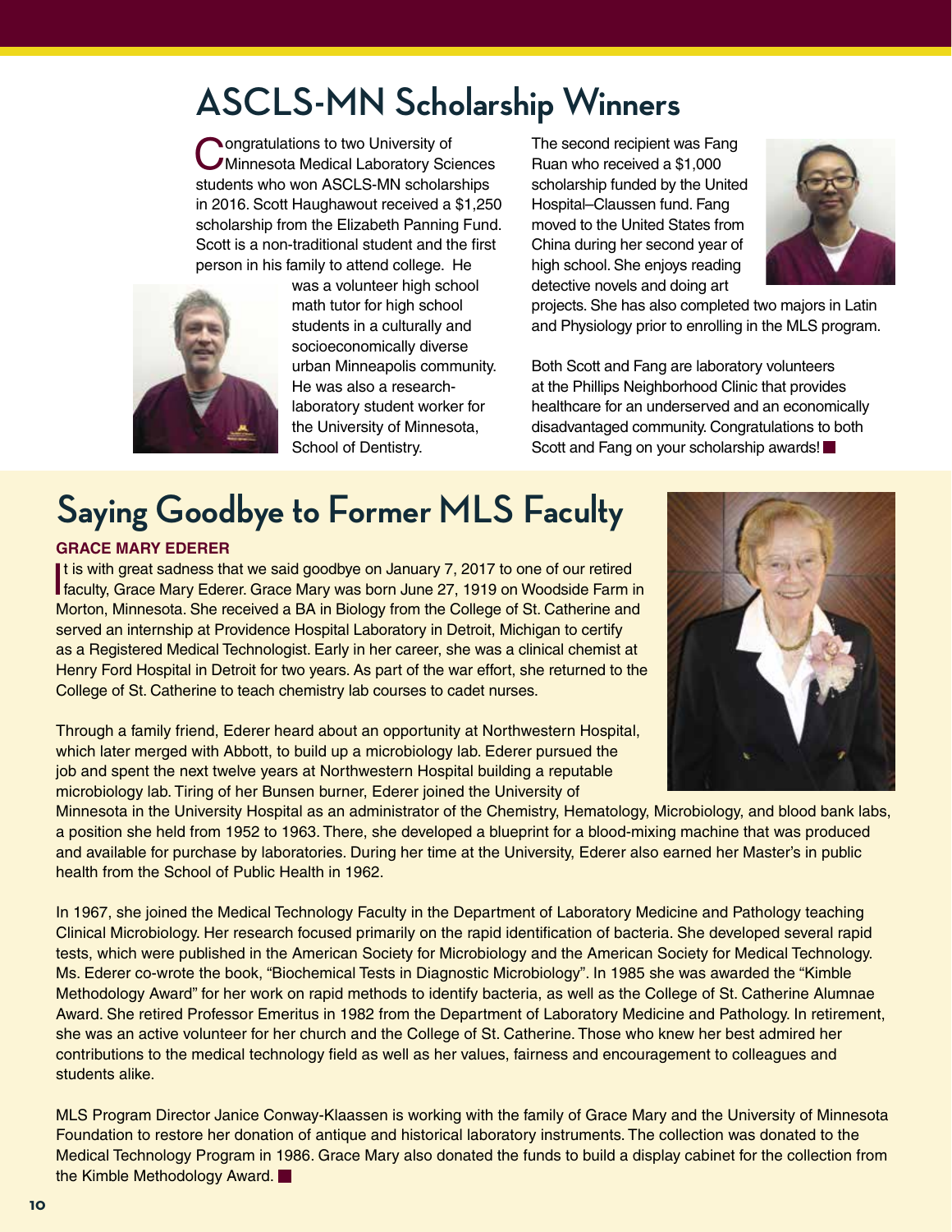# ASCLS-MN Scholarship Winners

Congratulations to two University of Minnesota Medical Laboratory Sciences students who won ASCLS-MN scholarships in 2016. Scott Haughawout received a $1,250 scholarship from the Elizabeth Panning Fund. Scott is a non-traditional student and the first person in his family to attend college. He was a volunteer high school math tutor for high school students in a culturally and socioeconomically diverse urban Minneapolis community. He was also a research-laboratory student worker for the University of Minnesota, School of Dentistry.

The second recipient was Fang Ruan who received a $1,000 scholarship funded by the United Hospital–Claussen fund. Fang moved to the United States from China during her second year of high school. She enjoys reading detective novels and doing art projects. She has also completed two majors in Latin and Physiology prior to enrolling in the MLS program.

Both Scott and Fang are laboratory volunteers at the Phillips Neighborhood Clinic that provides healthcare for an underserved and an economically disadvantaged community. Congratulations to both Scott and Fang on your scholarship awards!

# Saying Goodbye to Former MLS Faculty

### GRACE MARY EDERER

It is with great sadness that we said goodbye on January 7, 2017 to one of our retired faculty, Grace Mary Ederer. Grace Mary was born June 27, 1919 on Woodside Farm in Morton, Minnesota. She received a BA in Biology from the College of St. Catherine and served an internship at Providence Hospital Laboratory in Detroit, Michigan to certify as a Registered Medical Technologist. Early in her career, she was a clinical chemist at Henry Ford Hospital in Detroit for two years. As part of the war effort, she returned to the College of St. Catherine to teach chemistry lab courses to cadet nurses.

Through a family friend, Ederer heard about an opportunity at Northwestern Hospital, which later merged with Abbott, to build up a microbiology lab. Ederer pursued the job and spent the next twelve years at Northwestern Hospital building a reputable microbiology lab. Tiring of her Bunsen burner, Ederer joined the University of Minnesota in the University Hospital as an administrator of the Chemistry, Hematology, Microbiology, and blood bank labs, a position she held from 1952 to 1963. There, she developed a blueprint for a blood-mixing machine that was produced and available for purchase by laboratories. During her time at the University, Ederer also earned her Master's in public health from the School of Public Health in 1962.

In 1967, she joined the Medical Technology Faculty in the Department of Laboratory Medicine and Pathology teaching Clinical Microbiology. Her research focused primarily on the rapid identification of bacteria. She developed several rapid tests, which were published in the American Society for Microbiology and the American Society for Medical Technology. Ms. Ederer co-wrote the book, "Biochemical Tests in Diagnostic Microbiology". In 1985 she was awarded the "Kimble Methodology Award" for her work on rapid methods to identify bacteria, as well as the College of St. Catherine Alumnae Award. She retired Professor Emeritus in 1982 from the Department of Laboratory Medicine and Pathology. In retirement, she was an active volunteer for her church and the College of St. Catherine. Those who knew her best admired her contributions to the medical technology field as well as her values, fairness and encouragement to colleagues and students alike.

MLS Program Director Janice Conway-Klaassen is working with the family of Grace Mary and the University of Minnesota Foundation to restore her donation of antique and historical laboratory instruments. The collection was donated to the Medical Technology Program in 1986. Grace Mary also donated the funds to build a display cabinet for the collection from the Kimble Methodology Award.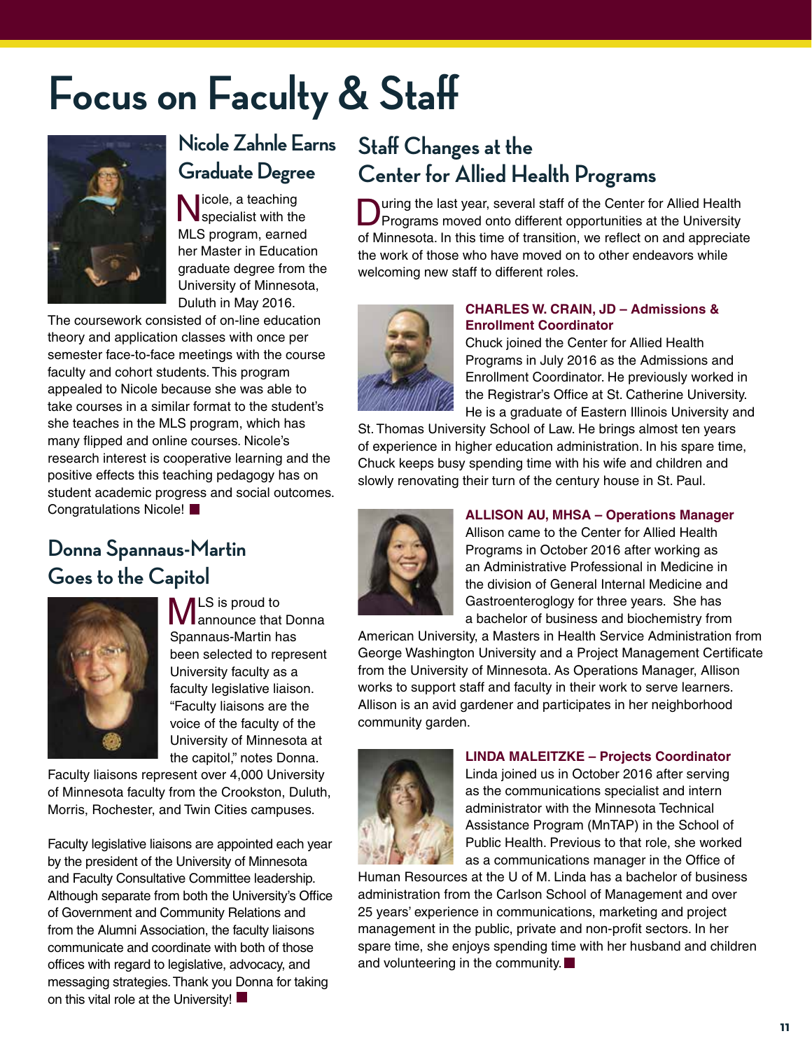# Focus on Faculty & Staff

## Nicole Zahnle Earns Graduate Degree

Nicole, a teaching specialist with the MLS program, earned her Master in Education graduate degree from the University of Minnesota, Duluth in May 2016. The coursework consisted of on-line education theory and application classes with once per semester face-to-face meetings with the course faculty and cohort students. This program appealed to Nicole because she was able to take courses in a similar format to the student's she teaches in the MLS program, which has many flipped and online courses. Nicole's research interest is cooperative learning and the positive effects this teaching pedagogy has on student academic progress and social outcomes. Congratulations Nicole! ■

## Donna Spannaus-Martin Goes to the Capitol

MLS is proud to announce that Donna Spannaus-Martin has been selected to represent University faculty as a faculty legislative liaison. "Faculty liaisons are the voice of the faculty of the University of Minnesota at the capitol," notes Donna. Faculty liaisons represent over 4,000 University of Minnesota faculty from the Crookston, Duluth, Morris, Rochester, and Twin Cities campuses.

Faculty legislative liaisons are appointed each year by the president of the University of Minnesota and Faculty Consultative Committee leadership. Although separate from both the University's Office of Government and Community Relations and from the Alumni Association, the faculty liaisons communicate and coordinate with both of those offices with regard to legislative, advocacy, and messaging strategies. Thank you Donna for taking on this vital role at the University! ■

## Staff Changes at the Center for Allied Health Programs

During the last year, several staff of the Center for Allied Health Programs moved onto different opportunities at the University of Minnesota. In this time of transition, we reflect on and appreciate the work of those who have moved on to other endeavors while welcoming new staff to different roles.

**CHARLES W. CRAIN, JD – Admissions & Enrollment Coordinator**

Chuck joined the Center for Allied Health Programs in July 2016 as the Admissions and Enrollment Coordinator. He previously worked in the Registrar's Office at St. Catherine University. He is a graduate of Eastern Illinois University and St. Thomas University School of Law. He brings almost ten years of experience in higher education administration. In his spare time, Chuck keeps busy spending time with his wife and children and slowly renovating their turn of the century house in St. Paul.

**ALLISON AU, MHSA – Operations Manager**

Allison came to the Center for Allied Health Programs in October 2016 after working as an Administrative Professional in Medicine in the division of General Internal Medicine and Gastroenteroglogy for three years. She has a bachelor of business and biochemistry from American University, a Masters in Health Service Administration from George Washington University and a Project Management Certificate from the University of Minnesota. As Operations Manager, Allison works to support staff and faculty in their work to serve learners. Allison is an avid gardener and participates in her neighborhood community garden.

**LINDA MALEITZKE – Projects Coordinator**

Linda joined us in October 2016 after serving as the communications specialist and intern administrator with the Minnesota Technical Assistance Program (MnTAP) in the School of Public Health. Previous to that role, she worked as a communications manager in the Office of Human Resources at the U of M. Linda has a bachelor of business administration from the Carlson School of Management and over 25 years' experience in communications, marketing and project management in the public, private and non-profit sectors. In her spare time, she enjoys spending time with her husband and children and volunteering in the community. ■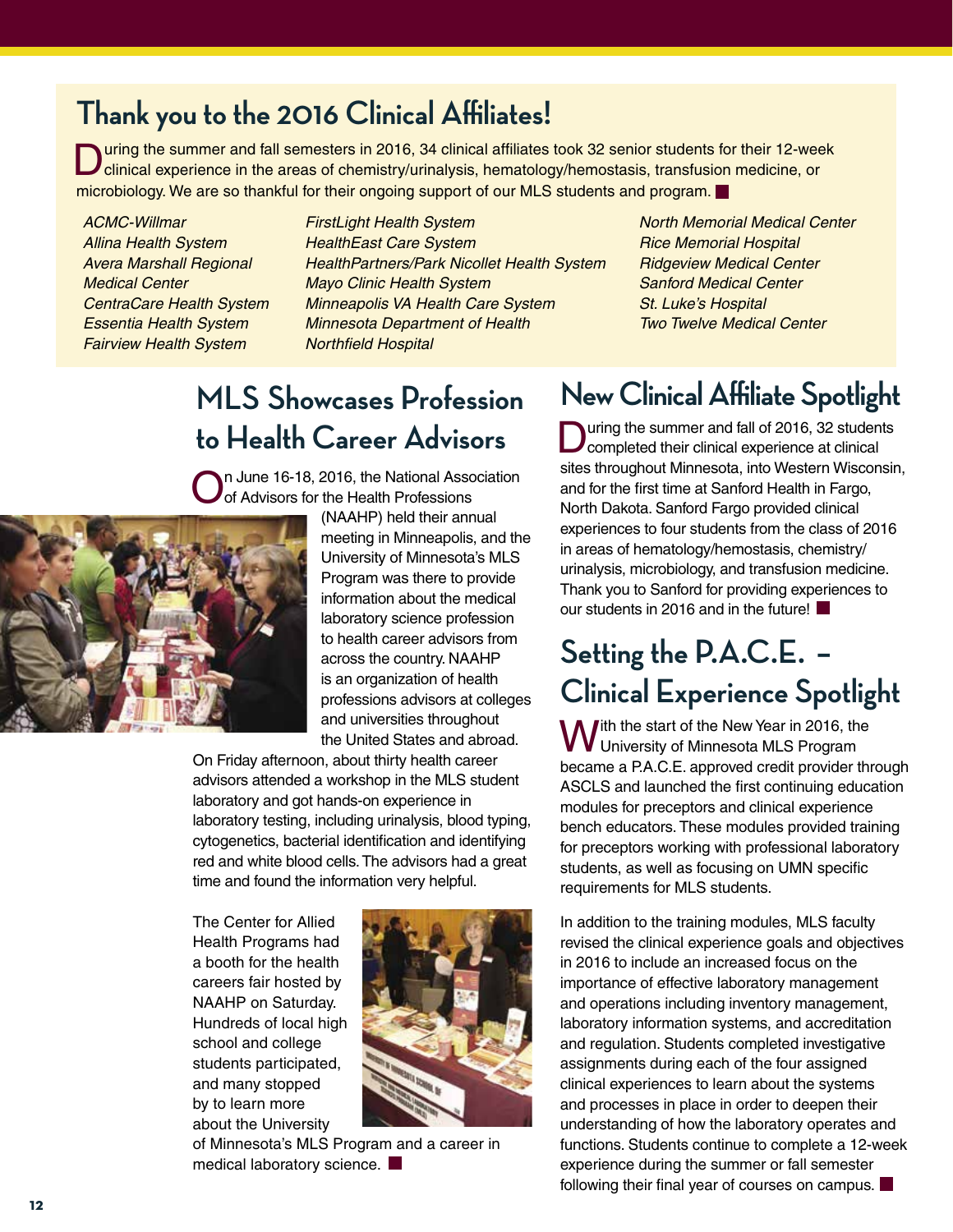## Thank you to the 2016 Clinical Affiliates!

During the summer and fall semesters in 2016, 34 clinical affiliates took 32 senior students for their 12-week clinical experience in the areas of chemistry/urinalysis, hematology/hemostasis, transfusion medicine, or microbiology. We are so thankful for their ongoing support of our MLS students and program.

*ACMC-Willmar*
*Allina Health System*
*Avera Marshall Regional Medical Center*
*CentraCare Health System*
*Essentia Health System*
*Fairview Health System*
*FirstLight Health System*
*HealthEast Care System*
*HealthPartners/Park Nicollet Health System*
*Mayo Clinic Health System*
*Minneapolis VA Health Care System*
*Minnesota Department of Health*
*Northfield Hospital*
*North Memorial Medical Center*
*Rice Memorial Hospital*
*Ridgeview Medical Center*
*Sanford Medical Center*
*St. Luke's Hospital*
*Two Twelve Medical Center*

## MLS Showcases Profession to Health Career Advisors

On June 16-18, 2016, the National Association of Advisors for the Health Professions (NAAHP) held their annual meeting in Minneapolis, and the University of Minnesota's MLS Program was there to provide information about the medical laboratory science profession to health career advisors from across the country. NAAHP is an organization of health professions advisors at colleges and universities throughout the United States and abroad.

On Friday afternoon, about thirty health career advisors attended a workshop in the MLS student laboratory and got hands-on experience in laboratory testing, including urinalysis, blood typing, cytogenetics, bacterial identification and identifying red and white blood cells. The advisors had a great time and found the information very helpful.

The Center for Allied Health Programs had a booth for the health careers fair hosted by NAAHP on Saturday. Hundreds of local high school and college students participated, and many stopped by to learn more about the University of Minnesota's MLS Program and a career in medical laboratory science.

## New Clinical Affiliate Spotlight

During the summer and fall of 2016, 32 students completed their clinical experience at clinical sites throughout Minnesota, into Western Wisconsin, and for the first time at Sanford Health in Fargo, North Dakota. Sanford Fargo provided clinical experiences to four students from the class of 2016 in areas of hematology/hemostasis, chemistry/urinalysis, microbiology, and transfusion medicine. Thank you to Sanford for providing experiences to our students in 2016 and in the future!

## Setting the P.A.C.E. – Clinical Experience Spotlight

With the start of the New Year in 2016, the University of Minnesota MLS Program became a P.A.C.E. approved credit provider through ASCLS and launched the first continuing education modules for preceptors and clinical experience bench educators. These modules provided training for preceptors working with professional laboratory students, as well as focusing on UMN specific requirements for MLS students.

In addition to the training modules, MLS faculty revised the clinical experience goals and objectives in 2016 to include an increased focus on the importance of effective laboratory management and operations including inventory management, laboratory information systems, and accreditation and regulation. Students completed investigative assignments during each of the four assigned clinical experiences to learn about the systems and processes in place in order to deepen their understanding of how the laboratory operates and functions. Students continue to complete a 12-week experience during the summer or fall semester following their final year of courses on campus.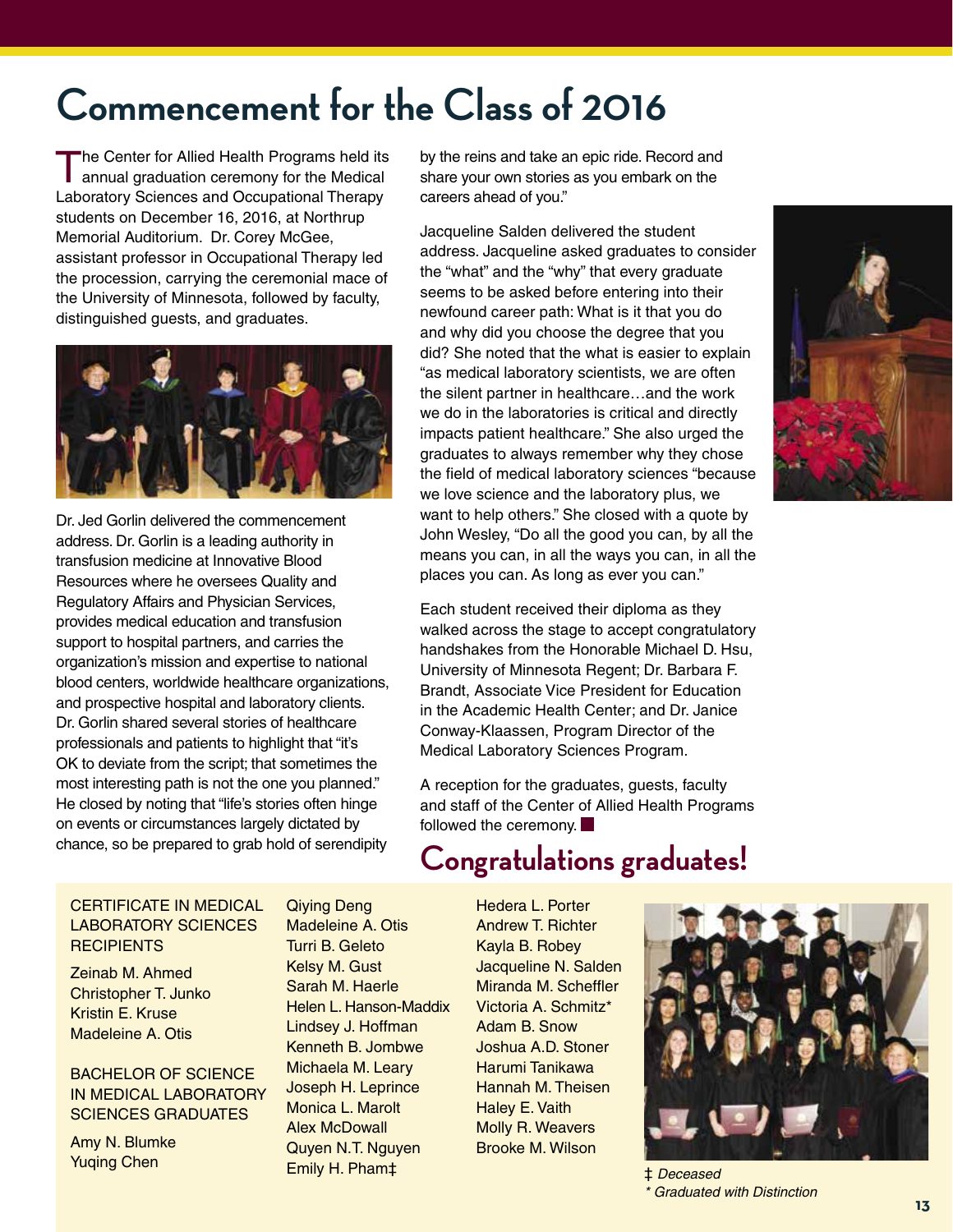# Commencement for the Class of 2016

The Center for Allied Health Programs held its annual graduation ceremony for the Medical Laboratory Sciences and Occupational Therapy students on December 16, 2016, at Northrup Memorial Auditorium. Dr. Corey McGee, assistant professor in Occupational Therapy led the procession, carrying the ceremonial mace of the University of Minnesota, followed by faculty, distinguished guests, and graduates.

Dr. Jed Gorlin delivered the commencement address. Dr. Gorlin is a leading authority in transfusion medicine at Innovative Blood Resources where he oversees Quality and Regulatory Affairs and Physician Services, provides medical education and transfusion support to hospital partners, and carries the organization's mission and expertise to national blood centers, worldwide healthcare organizations, and prospective hospital and laboratory clients. Dr. Gorlin shared several stories of healthcare professionals and patients to highlight that "it's OK to deviate from the script; that sometimes the most interesting path is not the one you planned." He closed by noting that "life's stories often hinge on events or circumstances largely dictated by chance, so be prepared to grab hold of serendipity by the reins and take an epic ride. Record and share your own stories as you embark on the careers ahead of you."

Jacqueline Salden delivered the student address. Jacqueline asked graduates to consider the "what" and the "why" that every graduate seems to be asked before entering into their newfound career path: What is it that you do and why did you choose the degree that you did? She noted that the what is easier to explain "as medical laboratory scientists, we are often the silent partner in healthcare…and the work we do in the laboratories is critical and directly impacts patient healthcare." She also urged the graduates to always remember why they chose the field of medical laboratory sciences "because we love science and the laboratory plus, we want to help others." She closed with a quote by John Wesley, "Do all the good you can, by all the means you can, in all the ways you can, in all the places you can. As long as ever you can."

Each student received their diploma as they walked across the stage to accept congratulatory handshakes from the Honorable Michael D. Hsu, University of Minnesota Regent; Dr. Barbara F. Brandt, Associate Vice President for Education in the Academic Health Center; and Dr. Janice Conway-Klaassen, Program Director of the Medical Laboratory Sciences Program.

A reception for the graduates, guests, faculty and staff of the Center of Allied Health Programs followed the ceremony.

## Congratulations graduates!

CERTIFICATE IN MEDICAL LABORATORY SCIENCES RECIPIENTS

Zeinab M. Ahmed
Christopher T. Junko
Kristin E. Kruse
Madeleine A. Otis

BACHELOR OF SCIENCE IN MEDICAL LABORATORY SCIENCES GRADUATES

Amy N. Blumke
Yuqing Chen
Qiying Deng
Madeleine A. Otis
Turri B. Geleto
Kelsy M. Gust
Sarah M. Haerle
Helen L. Hanson-Maddix
Lindsey J. Hoffman
Kenneth B. Jombwe
Michaela M. Leary
Joseph H. Leprince
Monica L. Marolt
Alex McDowall
Quyen N.T. Nguyen
Emily H. Pham‡
Hedera L. Porter
Andrew T. Richter
Kayla B. Robey
Jacqueline N. Salden
Miranda M. Scheffler
Victoria A. Schmitz*
Adam B. Snow
Joshua A.D. Stoner
Harumi Tanikawa
Hannah M. Theisen
Haley E. Vaith
Molly R. Weavers
Brooke M. Wilson

‡ *Deceased*
\* *Graduated with Distinction*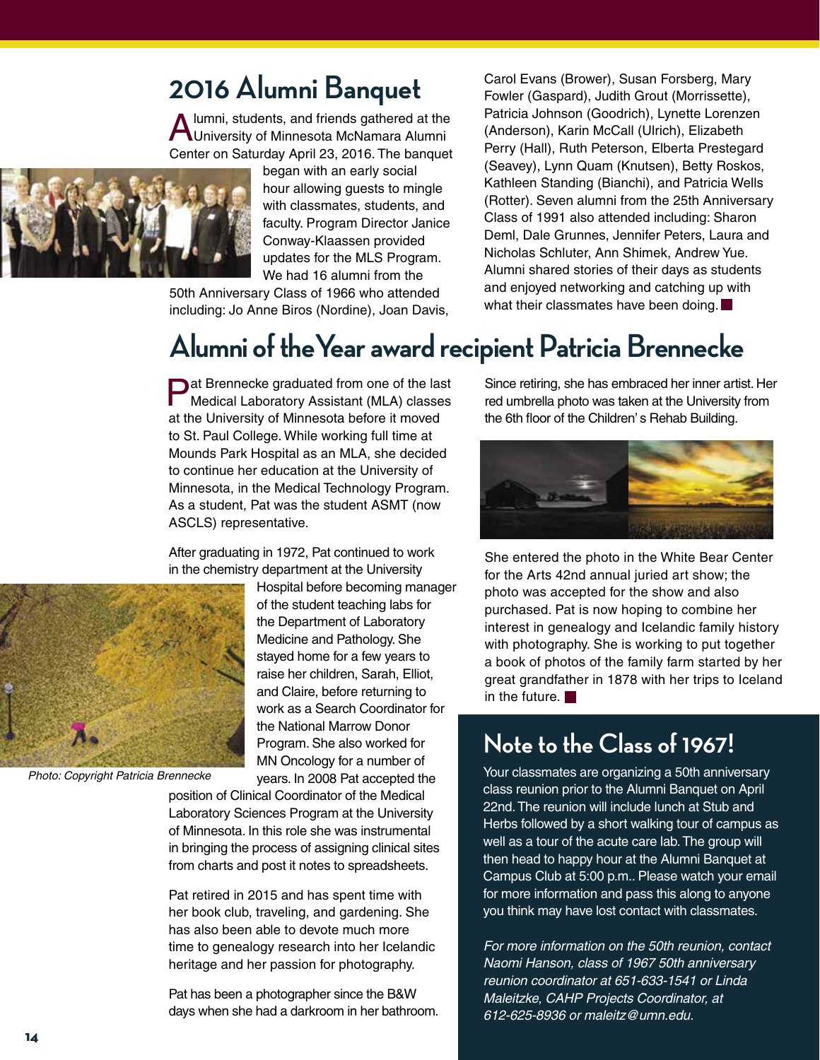## 2016 Alumni Banquet

Alumni, students, and friends gathered at the University of Minnesota McNamara Alumni Center on Saturday April 23, 2016. The banquet began with an early social hour allowing guests to mingle with classmates, students, and faculty. Program Director Janice Conway-Klaassen provided updates for the MLS Program. We had 16 alumni from the 50th Anniversary Class of 1966 who attended including: Jo Anne Biros (Nordine), Joan Davis, Carol Evans (Brower), Susan Forsberg, Mary Fowler (Gaspard), Judith Grout (Morrissette), Patricia Johnson (Goodrich), Lynette Lorenzen (Anderson), Karin McCall (Ulrich), Elizabeth Perry (Hall), Ruth Peterson, Elberta Prestegard (Seavey), Lynn Quam (Knutsen), Betty Roskos, Kathleen Standing (Bianchi), and Patricia Wells (Rotter). Seven alumni from the 25th Anniversary Class of 1991 also attended including: Sharon Deml, Dale Grunnes, Jennifer Peters, Laura and Nicholas Schluter, Ann Shimek, Andrew Yue. Alumni shared stories of their days as students and enjoyed networking and catching up with what their classmates have been doing.

## Alumni of the Year award recipient Patricia Brennecke

Pat Brennecke graduated from one of the last Medical Laboratory Assistant (MLA) classes at the University of Minnesota before it moved to St. Paul College. While working full time at Mounds Park Hospital as an MLA, she decided to continue her education at the University of Minnesota, in the Medical Technology Program. As a student, Pat was the student ASMT (now ASCLS) representative.

After graduating in 1972, Pat continued to work in the chemistry department at the University Hospital before becoming manager of the student teaching labs for the Department of Laboratory Medicine and Pathology. She stayed home for a few years to raise her children, Sarah, Elliot, and Claire, before returning to work as a Search Coordinator for the National Marrow Donor Program. She also worked for MN Oncology for a number of years. In 2008 Pat accepted the position of Clinical Coordinator of the Medical Laboratory Sciences Program at the University of Minnesota. In this role she was instrumental in bringing the process of assigning clinical sites from charts and post it notes to spreadsheets.

*Photo: Copyright Patricia Brennecke*

Pat retired in 2015 and has spent time with her book club, traveling, and gardening. She has also been able to devote much more time to genealogy research into her Icelandic heritage and her passion for photography.

Pat has been a photographer since the B&W days when she had a darkroom in her bathroom. Since retiring, she has embraced her inner artist. Her red umbrella photo was taken at the University from the 6th floor of the Children' s Rehab Building.

She entered the photo in the White Bear Center for the Arts 42nd annual juried art show; the photo was accepted for the show and also purchased. Pat is now hoping to combine her interest in genealogy and Icelandic family history with photography. She is working to put together a book of photos of the family farm started by her great grandfather in 1878 with her trips to Iceland in the future.

## Note to the Class of 1967!

Your classmates are organizing a 50th anniversary class reunion prior to the Alumni Banquet on April 22nd. The reunion will include lunch at Stub and Herbs followed by a short walking tour of campus as well as a tour of the acute care lab. The group will then head to happy hour at the Alumni Banquet at Campus Club at 5:00 p.m.. Please watch your email for more information and pass this along to anyone you think may have lost contact with classmates.

*For more information on the 50th reunion, contact Naomi Hanson, class of 1967 50th anniversary reunion coordinator at 651-633-1541 or Linda Maleitzke, CAHP Projects Coordinator, at 612-625-8936 or maleitz@umn.edu.*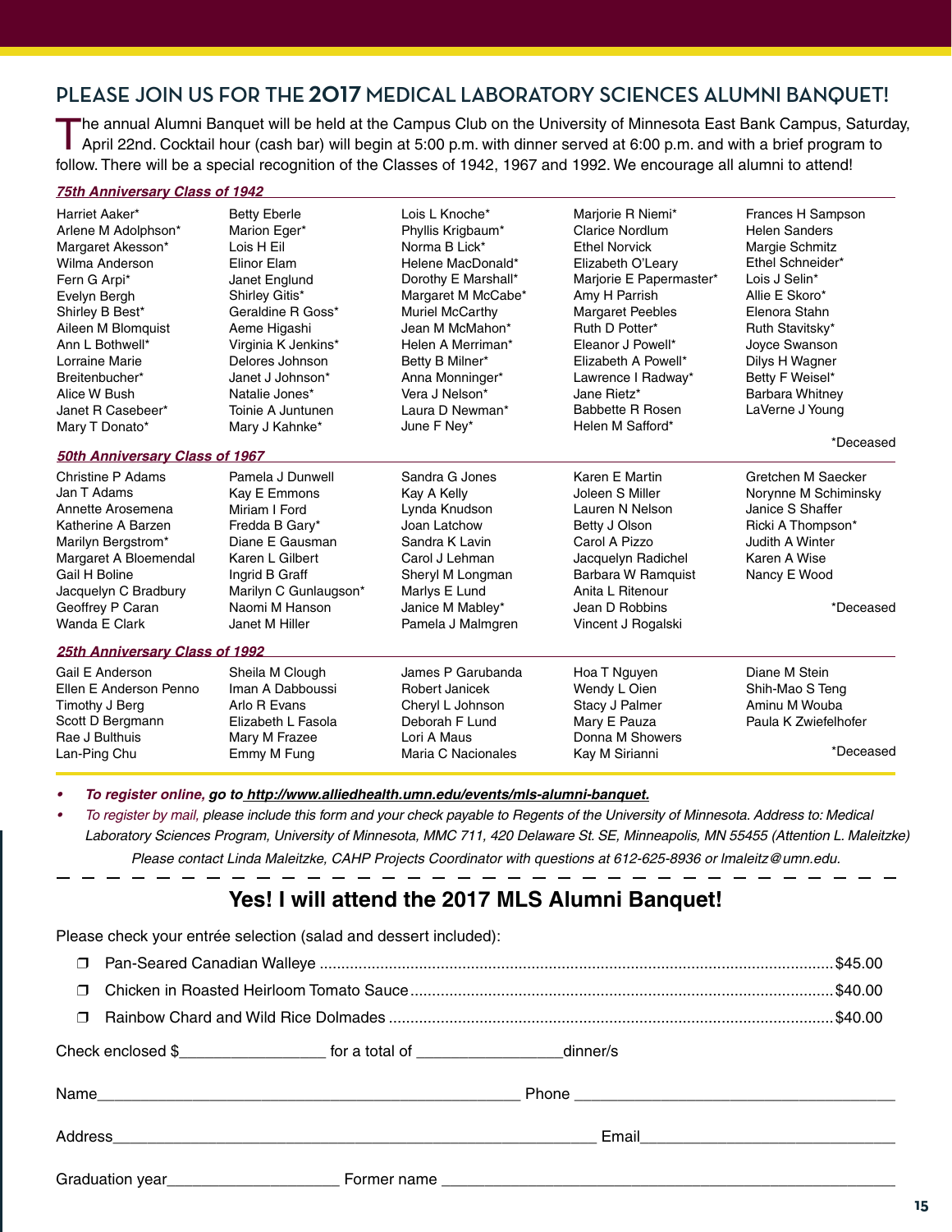## PLEASE JOIN US FOR THE **2017** MEDICAL LABORATORY SCIENCES ALUMNI BANQUET!

The annual Alumni Banquet will be held at the Campus Club on the University of Minnesota East Bank Campus, Saturday, April 22nd. Cocktail hour (cash bar) will begin at 5:00 p.m. and dinner served at 6:00 p.m. and with a brief program to follow. There will be a special recognition of the Classes of 1942, 1967 and 1992. We encourage all alumni to attend!

### *75th Anniversary Class of 1942*

Harriet Aaker*
Arlene M Adolphson*
Margaret Akesson*
Wilma Anderson
Fern G Arpi*
Evelyn Bergh
Shirley B Best*
Aileen M Blomquist
Ann L Bothwell*
Lorraine Marie Breitenbucher*
Alice W Bush
Janet R Casebeer*
Mary T Donato*
Betty Eberle
Marion Eger*
Lois H Eil
Elinor Elam
Janet Englund
Shirley Gitis*
Geraldine R Goss*
Aeme Higashi
Virginia K Jenkins*
Delores Johnson
Janet J Johnson*
Natalie Jones*
Toinie A Juntunen
Mary J Kahnke*
Lois L Knoche*
Phyllis Krigbaum*
Norma B Lick*
Helene MacDonald*
Dorothy E Marshall*
Margaret M McCabe*
Muriel McCarthy
Jean M McMahon*
Helen A Merriman*
Betty B Milner*
Anna Monninger*
Vera J Nelson*
Laura D Newman*
June F Ney*
Marjorie R Niemi*
Clarice Nordlum
Ethel Norvick
Elizabeth O'Leary
Marjorie E Papermaster*
Amy H Parrish
Margaret Peebles
Ruth D Potter*
Eleanor J Powell*
Elizabeth A Powell*
Lawrence I Radway*
Jane Rietz*
Babbette R Rosen
Helen M Safford*
Frances H Sampson
Helen Sanders
Margie Schmitz
Ethel Schneider*
Lois J Selin*
Allie E Skoro*
Elenora Stahn
Ruth Stavitsky*
Joyce Swanson
Dilys H Wagner
Betty F Weisel*
Barbara Whitney
LaVerne J Young

*Deceased

### *50th Anniversary Class of 1967*

Christine P Adams
Jan T Adams
Annette Arosemena
Katherine A Barzen
Marilyn Bergstrom*
Margaret A Bloemendal
Gail H Boline
Jacquelyn C Bradbury
Geoffrey P Caran
Wanda E Clark
Pamela J Dunwell
Kay E Emmons
Miriam I Ford
Fredda B Gary*
Diane E Gausman
Karen L Gilbert
Ingrid B Graff
Marilyn C Gunlaugson*
Naomi M Hanson
Janet M Hiller
Sandra G Jones
Kay A Kelly
Lynda Knudson
Joan Latchow
Sandra K Lavin
Carol J Lehman
Sheryl M Longman
Marlys E Lund
Janice M Mabley*
Pamela J Malmgren
Karen E Martin
Joleen S Miller
Lauren N Nelson
Betty J Olson
Carol A Pizzo
Jacquelyn Radichel
Barbara W Ramquist
Anita L Ritenour
Jean D Robbins
Vincent J Rogalski
Gretchen M Saecker
Norynne M Schiminsky
Janice S Shaffer
Ricki A Thompson*
Judith A Winter
Karen A Wise
Nancy E Wood

*Deceased

### *25th Anniversary Class of 1992*

Gail E Anderson
Ellen E Anderson Penno
Timothy J Berg
Scott D Bergmann
Rae J Bulthuis
Lan-Ping Chu
Sheila M Clough
Iman A Dabboussi
Arlo R Evans
Elizabeth L Fasola
Mary M Frazee
Emmy M Fung
James P Garubanda
Robert Janicek
Cheryl L Johnson
Deborah F Lund
Lori A Maus
Maria C Nacionales
Hoa T Nguyen
Wendy L Oien
Stacy J Palmer
Mary E Pauza
Donna M Showers
Kay M Sirianni
Diane M Stein
Shih-Mao S Teng
Aminu M Wouba
Paula K Zwiefelhofer

*Deceased

- ***To register online,* go to http://www.alliedhealth.umn.edu/events/mls-alumni-banquet.**
- *To register by mail, please include this form and your check payable to Regents of the University of Minnesota. Address to: Medical Laboratory Sciences Program, University of Minnesota, MMC 711, 420 Delaware St. SE, Minneapolis, MN 55455 (Attention L. Maleitzke)*

*Please contact Linda Maleitzke, CAHP Projects Coordinator with questions at 612-625-8936 or lmaleitz@umn.edu.*

---

## Yes! I will attend the 2017 MLS Alumni Banquet!

Please check your entrée selection (salad and dessert included):

- ❒ Pan-Seared Canadian Walleye .................... $45.00
- ❒ Chicken in Roasted Heirloom Tomato Sauce .................... $40.00
- ❒ Rainbow Chard and Wild Rice Dolmades .................... $40.00

Check enclosed $_________________ for a total of _________________dinner/s

Name________________________________________ Phone ______________________________

Address________________________________________ Email______________________________

Graduation year___________________ Former name ________________________________________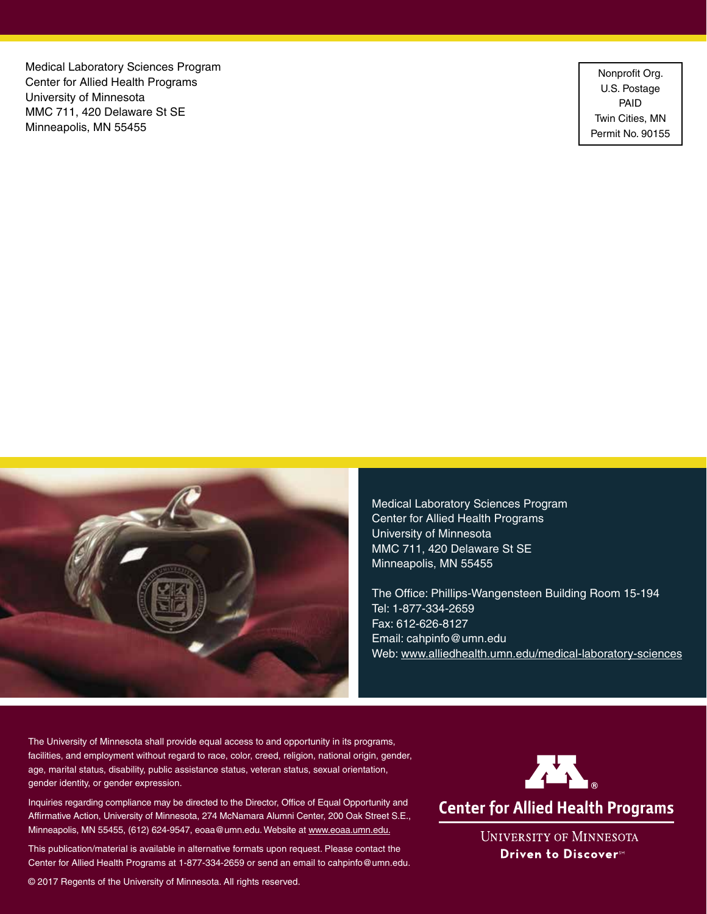Medical Laboratory Sciences Program
Center for Allied Health Programs
University of Minnesota
MMC 711, 420 Delaware St SE
Minneapolis, MN 55455

Nonprofit Org.
U.S. Postage
PAID
Twin Cities, MN
Permit No. 90155

Medical Laboratory Sciences Program
Center for Allied Health Programs
University of Minnesota
MMC 711, 420 Delaware St SE
Minneapolis, MN 55455

The Office: Phillips-Wangensteen Building Room 15-194
Tel: 1-877-334-2659
Fax: 612-626-8127
Email: cahpinfo@umn.edu
Web: www.alliedhealth.umn.edu/medical-laboratory-sciences

The University of Minnesota shall provide equal access to and opportunity in its programs, facilities, and employment without regard to race, color, creed, religion, national origin, gender, age, marital status, disability, public assistance status, veteran status, sexual orientation, gender identity, or gender expression.

Inquiries regarding compliance may be directed to the Director, Office of Equal Opportunity and Affirmative Action, University of Minnesota, 274 McNamara Alumni Center, 200 Oak Street S.E., Minneapolis, MN 55455, (612) 624-9547, eoaa@umn.edu. Website at www.eoaa.umn.edu.

This publication/material is available in alternative formats upon request. Please contact the Center for Allied Health Programs at 1-877-334-2659 or send an email to cahpinfo@umn.edu.

© 2017 Regents of the University of Minnesota. All rights reserved.

Center for Allied Health Programs

University of Minnesota
**Driven to Discover**℠